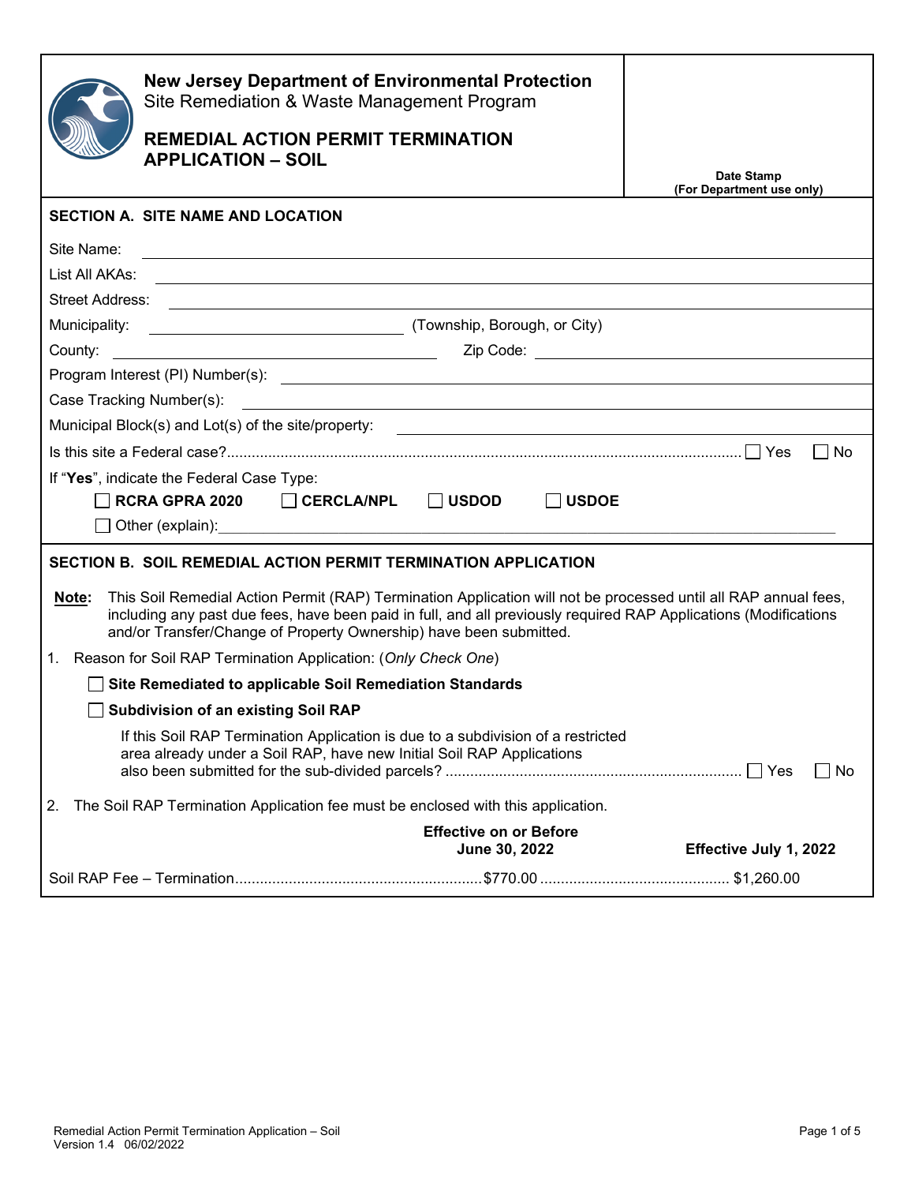**New Jersey Department of Environmental Protection**
Site Remediation & Waste Management Program

# REMEDIAL ACTION PERMIT TERMINATION APPLICATION – SOIL

**Date Stamp (For Department use only)**

## SECTION A. SITE NAME AND LOCATION

Site Name: \_\_\_\_\_\_\_\_\_\_\_\_\_\_\_\_\_\_\_\_

List All AKAs: \_\_\_\_\_\_\_\_\_\_\_\_\_\_\_\_\_\_\_\_

Street Address: \_\_\_\_\_\_\_\_\_\_\_\_\_\_\_\_\_\_\_\_

Municipality: \_\_\_\_\_\_\_\_\_\_\_\_\_\_\_\_\_\_\_\_ (Township, Borough, or City)

County: \_\_\_\_\_\_\_\_\_\_\_\_\_\_\_\_\_\_\_\_ Zip Code: \_\_\_\_\_\_\_\_\_\_\_\_\_\_\_\_\_\_\_\_

Program Interest (PI) Number(s): \_\_\_\_\_\_\_\_\_\_\_\_\_\_\_\_\_\_\_\_

Case Tracking Number(s): \_\_\_\_\_\_\_\_\_\_\_\_\_\_\_\_\_\_\_\_

Municipal Block(s) and Lot(s) of the site/property: \_\_\_\_\_\_\_\_\_\_\_\_\_\_\_\_\_\_\_\_

Is this site a Federal case?............ ☐ Yes ☐ No

If "**Yes**", indicate the Federal Case Type:

☐ **RCRA GPRA 2020** ☐ **CERCLA/NPL** ☐ **USDOD** ☐ **USDOE**

☐ Other (explain): \_\_\_\_\_\_\_\_\_\_\_\_\_\_\_\_\_\_\_\_

## SECTION B. SOIL REMEDIAL ACTION PERMIT TERMINATION APPLICATION

**Note:** This Soil Remedial Action Permit (RAP) Termination Application will not be processed until all RAP annual fees, including any past due fees, have been paid in full, and all previously required RAP Applications (Modifications and/or Transfer/Change of Property Ownership) have been submitted.

1. Reason for Soil RAP Termination Application: (*Only Check One*)

   ☐ **Site Remediated to applicable Soil Remediation Standards**

   ☐ **Subdivision of an existing Soil RAP**

   If this Soil RAP Termination Application is due to a subdivision of a restricted area already under a Soil RAP, have new Initial Soil RAP Applications also been submitted for the sub-divided parcels? ............ ☐ Yes ☐ No

2. The Soil RAP Termination Application fee must be enclosed with this application.

| | Effective on or Before June 30, 2022 | Effective July 1, 2022 |
|---|---|---|
| Soil RAP Fee – Termination | $770.00 | $1,260.00 |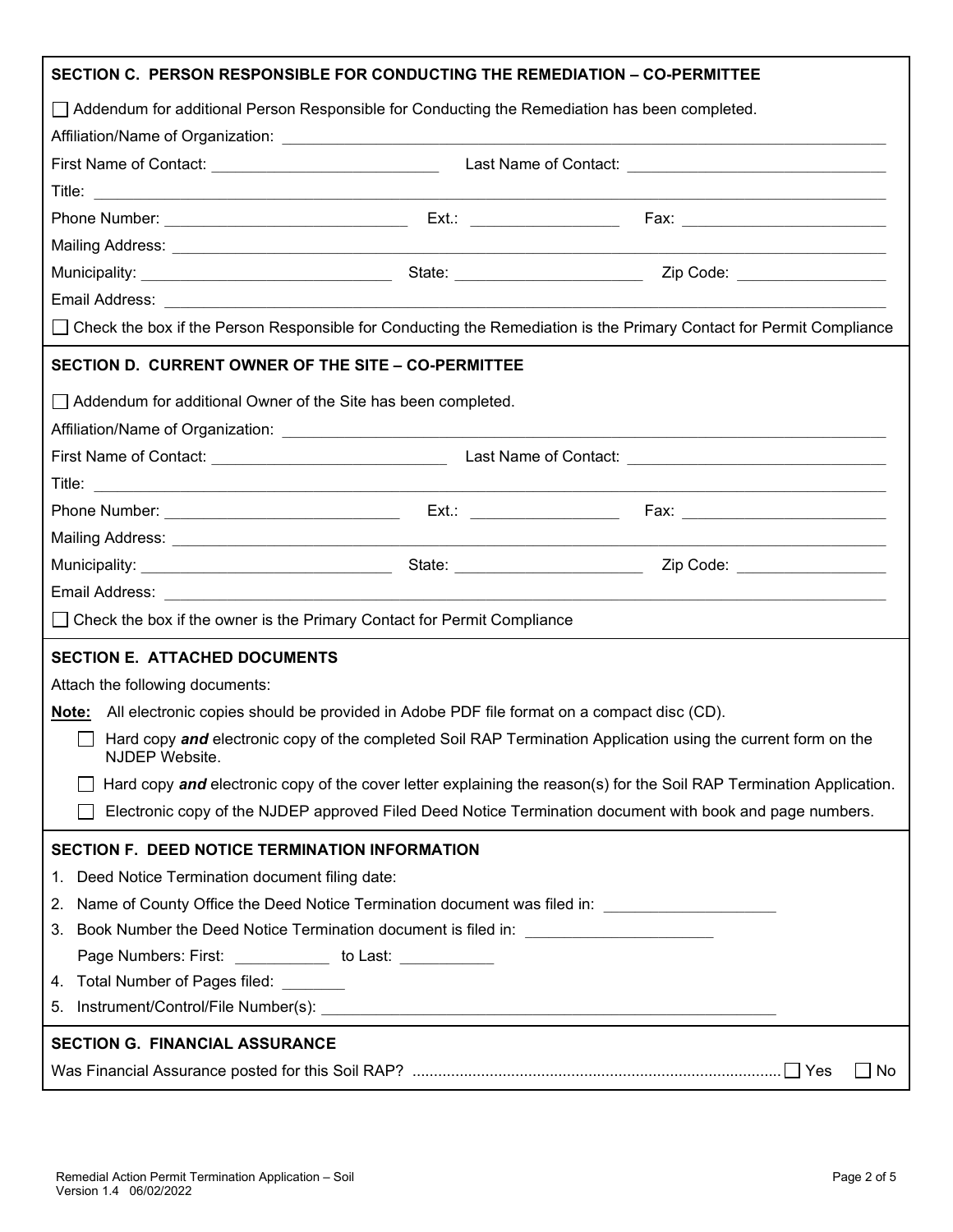## SECTION C. PERSON RESPONSIBLE FOR CONDUCTING THE REMEDIATION – CO-PERMITTEE

☐ Addendum for additional Person Responsible for Conducting the Remediation has been completed.

Affiliation/Name of Organization: ____________________

First Name of Contact: ____________________ Last Name of Contact: ____________________

Title: ____________________

Phone Number: ____________________ Ext.: ____________ Fax: ____________________

Mailing Address: ____________________

Municipality: ____________________ State: ____________________ Zip Code: ____________

Email Address: ____________________

☐ Check the box if the Person Responsible for Conducting the Remediation is the Primary Contact for Permit Compliance

## SECTION D. CURRENT OWNER OF THE SITE – CO-PERMITTEE

☐ Addendum for additional Owner of the Site has been completed.

Affiliation/Name of Organization: ____________________

First Name of Contact: ____________________ Last Name of Contact: ____________________

Title: ____________________

Phone Number: ____________________ Ext.: ____________ Fax: ____________________

Mailing Address: ____________________

Municipality: ____________________ State: ____________________ Zip Code: ____________

Email Address: ____________________

☐ Check the box if the owner is the Primary Contact for Permit Compliance

## SECTION E. ATTACHED DOCUMENTS

Attach the following documents:

**Note:** All electronic copies should be provided in Adobe PDF file format on a compact disc (CD).

- ☐ Hard copy ***and*** electronic copy of the completed Soil RAP Termination Application using the current form on the NJDEP Website.
- ☐ Hard copy ***and*** electronic copy of the cover letter explaining the reason(s) for the Soil RAP Termination Application.
- ☐ Electronic copy of the NJDEP approved Filed Deed Notice Termination document with book and page numbers.

## SECTION F. DEED NOTICE TERMINATION INFORMATION

1. Deed Notice Termination document filing date:
2. Name of County Office the Deed Notice Termination document was filed in: ____________________
3. Book Number the Deed Notice Termination document is filed in: ____________________

   Page Numbers: First: ____________ to Last: ____________
4. Total Number of Pages filed: ________
5. Instrument/Control/File Number(s): ____________________

## SECTION G. FINANCIAL ASSURANCE

Was Financial Assurance posted for this Soil RAP? .................................................. ☐ Yes ☐ No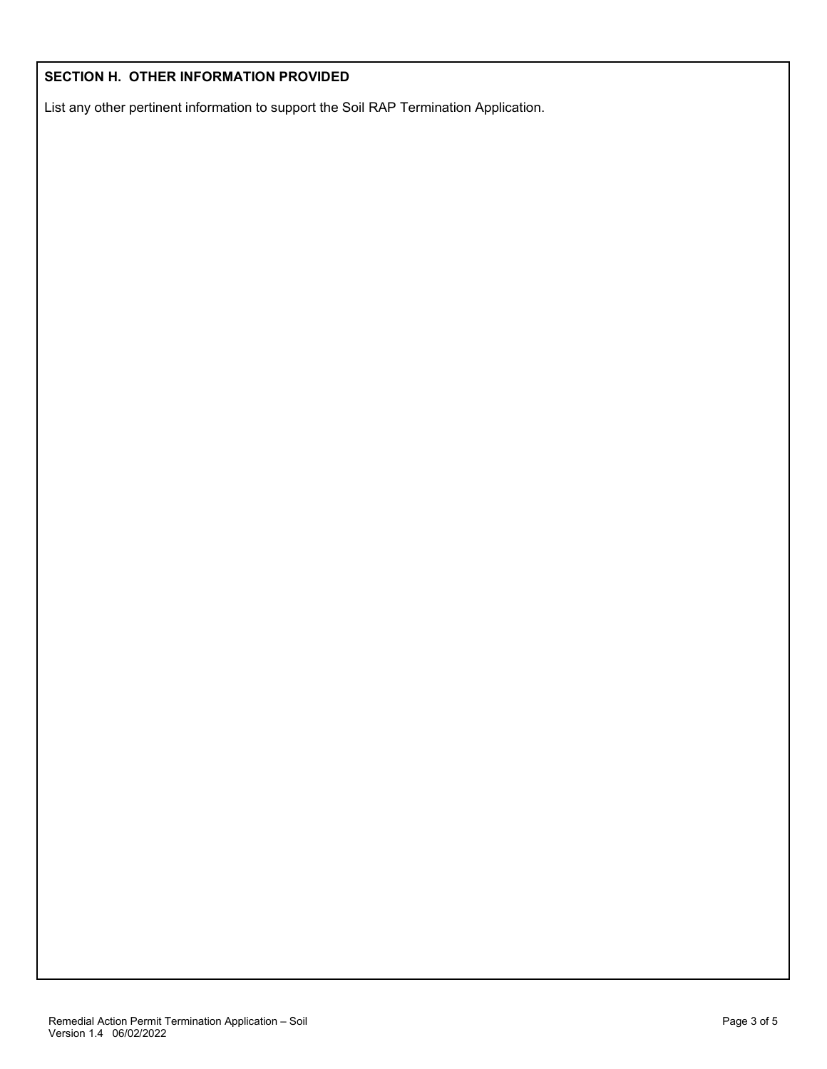## SECTION H. OTHER INFORMATION PROVIDED

List any other pertinent information to support the Soil RAP Termination Application.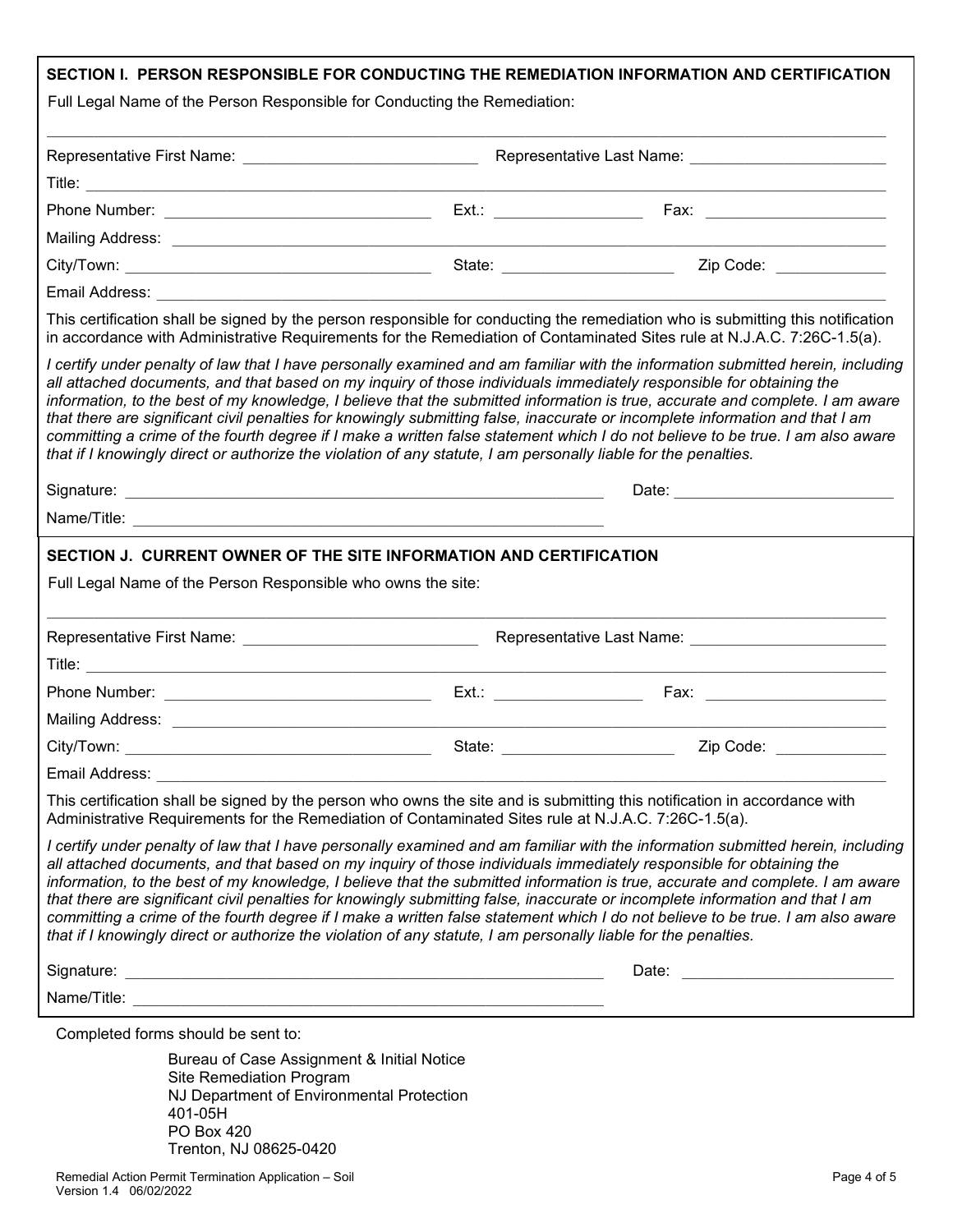## SECTION I. PERSON RESPONSIBLE FOR CONDUCTING THE REMEDIATION INFORMATION AND CERTIFICATION

Full Legal Name of the Person Responsible for Conducting the Remediation:

_______________________________________________________________________________

Representative First Name: ____________________________ Representative Last Name: ________________________

Title: ______________________________________________________________________________

Phone Number: ________________________________ Ext.: _________________ Fax: _____________________

Mailing Address: ______________________________________________________________________

City/Town: _____________________________________ State: ____________________ Zip Code: _____________

Email Address: _______________________________________________________________________

This certification shall be signed by the person responsible for conducting the remediation who is submitting this notification in accordance with Administrative Requirements for the Remediation of Contaminated Sites rule at N.J.A.C. 7:26C-1.5(a).

*I certify under penalty of law that I have personally examined and am familiar with the information submitted herein, including all attached documents, and that based on my inquiry of those individuals immediately responsible for obtaining the information, to the best of my knowledge, I believe that the submitted information is true, accurate and complete. I am aware that there are significant civil penalties for knowingly submitting false, inaccurate or incomplete information and that I am committing a crime of the fourth degree if I make a written false statement which I do not believe to be true. I am also aware that if I knowingly direct or authorize the violation of any statute, I am personally liable for the penalties.*

Signature: ___________________________________________________________ Date: __________________________

Name/Title: __________________________________________________________

## SECTION J. CURRENT OWNER OF THE SITE INFORMATION AND CERTIFICATION

Full Legal Name of the Person Responsible who owns the site:

_______________________________________________________________________________

Representative First Name: ____________________________ Representative Last Name: ________________________

Title: ______________________________________________________________________________

Phone Number: ________________________________ Ext.: _________________ Fax: _____________________

Mailing Address: ______________________________________________________________________

City/Town: _____________________________________ State: ____________________ Zip Code: _____________

Email Address: _______________________________________________________________________

This certification shall be signed by the person who owns the site and is submitting this notification in accordance with Administrative Requirements for the Remediation of Contaminated Sites rule at N.J.A.C. 7:26C-1.5(a).

*I certify under penalty of law that I have personally examined and am familiar with the information submitted herein, including all attached documents, and that based on my inquiry of those individuals immediately responsible for obtaining the information, to the best of my knowledge, I believe that the submitted information is true, accurate and complete. I am aware that there are significant civil penalties for knowingly submitting false, inaccurate or incomplete information and that I am committing a crime of the fourth degree if I make a written false statement which I do not believe to be true. I am also aware that if I knowingly direct or authorize the violation of any statute, I am personally liable for the penalties.*

Signature: ___________________________________________________________ Date: __________________________

Name/Title: __________________________________________________________

Completed forms should be sent to:

Bureau of Case Assignment & Initial Notice
Site Remediation Program
NJ Department of Environmental Protection
401-05H
PO Box 420
Trenton, NJ 08625-0420

Remedial Action Permit Termination Application – Soil
Version 1.4 06/02/2022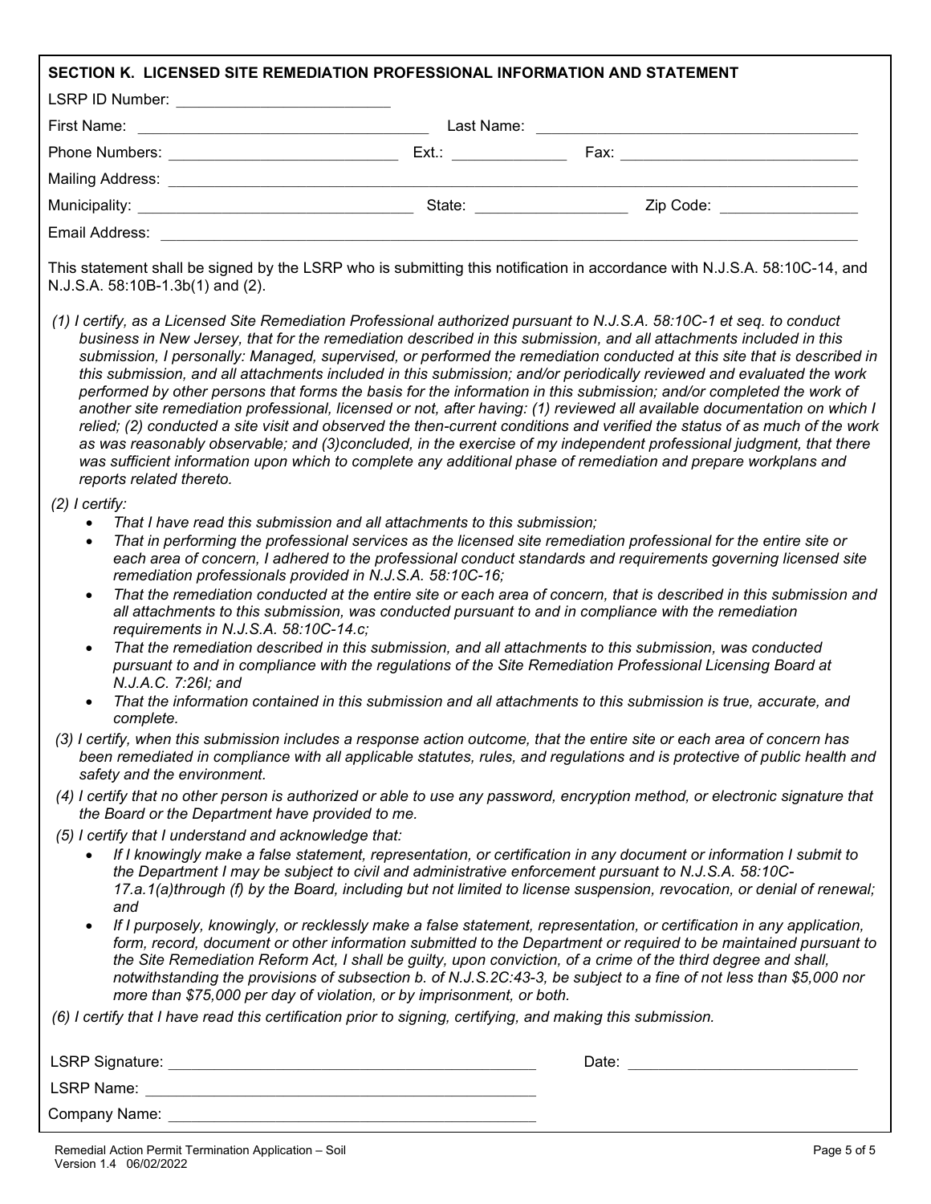## SECTION K. LICENSED SITE REMEDIATION PROFESSIONAL INFORMATION AND STATEMENT

LSRP ID Number: \_\_\_\_\_\_\_\_\_\_\_\_\_\_\_\_\_\_\_\_\_\_\_\_\_

First Name: \_\_\_\_\_\_\_\_\_\_\_\_\_\_\_\_\_\_\_\_\_\_\_\_\_\_\_\_\_\_\_\_\_\_ Last Name: \_\_\_\_\_\_\_\_\_\_\_\_\_\_\_\_\_\_\_\_\_\_\_\_\_\_\_\_\_\_\_\_\_\_\_\_\_\_

Phone Numbers: \_\_\_\_\_\_\_\_\_\_\_\_\_\_\_\_\_\_\_\_\_\_\_\_\_\_\_ Ext.: \_\_\_\_\_\_\_\_\_\_\_\_\_ Fax: \_\_\_\_\_\_\_\_\_\_\_\_\_\_\_\_\_\_\_\_\_\_\_\_\_\_\_\_

Mailing Address: \_\_\_\_\_\_\_\_\_\_\_\_\_\_\_\_\_\_\_\_\_\_\_\_\_\_\_\_\_\_\_\_\_\_\_\_\_\_\_\_\_\_\_\_\_\_\_\_\_\_\_\_\_\_\_\_\_\_\_\_\_\_\_\_\_\_\_\_\_\_\_\_\_\_\_\_\_\_\_\_\_\_

Municipality: \_\_\_\_\_\_\_\_\_\_\_\_\_\_\_\_\_\_\_\_\_\_\_\_\_\_\_\_\_\_\_\_ State: \_\_\_\_\_\_\_\_\_\_\_\_\_\_\_\_\_\_ Zip Code: \_\_\_\_\_\_\_\_\_\_\_\_\_\_\_\_

Email Address: \_\_\_\_\_\_\_\_\_\_\_\_\_\_\_\_\_\_\_\_\_\_\_\_\_\_\_\_\_\_\_\_\_\_\_\_\_\_\_\_\_\_\_\_\_\_\_\_\_\_\_\_\_\_\_\_\_\_\_\_\_\_\_\_\_\_\_\_\_\_\_\_\_\_\_\_\_\_\_\_\_\_\_\_

This statement shall be signed by the LSRP who is submitting this notification in accordance with N.J.S.A. 58:10C-14, and N.J.S.A. 58:10B-1.3b(1) and (2).

*(1) I certify, as a Licensed Site Remediation Professional authorized pursuant to N.J.S.A. 58:10C-1 et seq. to conduct business in New Jersey, that for the remediation described in this submission, and all attachments included in this submission, I personally: Managed, supervised, or performed the remediation conducted at this site that is described in this submission, and all attachments included in this submission; and/or periodically reviewed and evaluated the work performed by other persons that forms the basis for the information in this submission; and/or completed the work of another site remediation professional, licensed or not, after having: (1) reviewed all available documentation on which I relied; (2) conducted a site visit and observed the then-current conditions and verified the status of as much of the work as was reasonably observable; and (3)concluded, in the exercise of my independent professional judgment, that there was sufficient information upon which to complete any additional phase of remediation and prepare workplans and reports related thereto.*

*(2) I certify:*

- *That I have read this submission and all attachments to this submission;*
- *That in performing the professional services as the licensed site remediation professional for the entire site or each area of concern, I adhered to the professional conduct standards and requirements governing licensed site remediation professionals provided in N.J.S.A. 58:10C-16;*
- *That the remediation conducted at the entire site or each area of concern, that is described in this submission and all attachments to this submission, was conducted pursuant to and in compliance with the remediation requirements in N.J.S.A. 58:10C-14.c;*
- *That the remediation described in this submission, and all attachments to this submission, was conducted pursuant to and in compliance with the regulations of the Site Remediation Professional Licensing Board at N.J.A.C. 7:26I; and*
- *That the information contained in this submission and all attachments to this submission is true, accurate, and complete.*

*(3) I certify, when this submission includes a response action outcome, that the entire site or each area of concern has been remediated in compliance with all applicable statutes, rules, and regulations and is protective of public health and safety and the environment.*

*(4) I certify that no other person is authorized or able to use any password, encryption method, or electronic signature that the Board or the Department have provided to me.*

*(5) I certify that I understand and acknowledge that:*

- *If I knowingly make a false statement, representation, or certification in any document or information I submit to the Department I may be subject to civil and administrative enforcement pursuant to N.J.S.A. 58:10C-17.a.1(a)through (f) by the Board, including but not limited to license suspension, revocation, or denial of renewal; and*
- *If I purposely, knowingly, or recklessly make a false statement, representation, or certification in any application, form, record, document or other information submitted to the Department or required to be maintained pursuant to the Site Remediation Reform Act, I shall be guilty, upon conviction, of a crime of the third degree and shall, notwithstanding the provisions of subsection b. of N.J.S.2C:43-3, be subject to a fine of not less than $5,000 nor more than $75,000 per day of violation, or by imprisonment, or both.*

*(6) I certify that I have read this certification prior to signing, certifying, and making this submission.*

LSRP Signature: \_\_\_\_\_\_\_\_\_\_\_\_\_\_\_\_\_\_\_\_\_\_\_\_\_\_\_\_\_\_\_\_\_\_\_\_\_\_\_\_\_\_\_\_ Date: \_\_\_\_\_\_\_\_\_\_\_\_\_\_\_\_\_\_\_\_\_\_\_\_\_\_\_

LSRP Name: \_\_\_\_\_\_\_\_\_\_\_\_\_\_\_\_\_\_\_\_\_\_\_\_\_\_\_\_\_\_\_\_\_\_\_\_\_\_\_\_\_\_\_\_\_\_

Company Name: \_\_\_\_\_\_\_\_\_\_\_\_\_\_\_\_\_\_\_\_\_\_\_\_\_\_\_\_\_\_\_\_\_\_\_\_\_\_\_\_\_\_\_\_

Remedial Action Permit Termination Application – Soil
Version 1.4 06/02/2022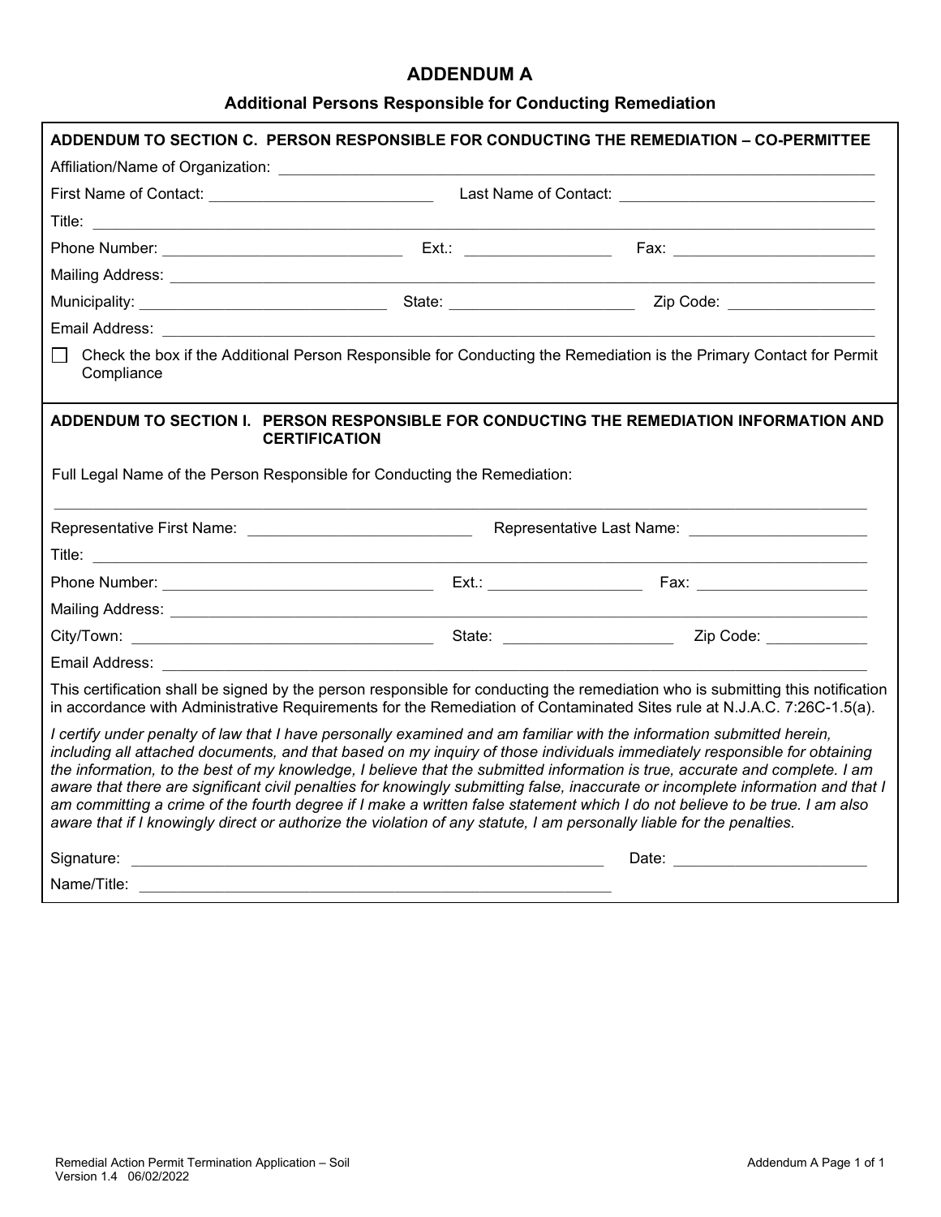# ADDENDUM A

## Additional Persons Responsible for Conducting Remediation

**ADDENDUM TO SECTION C. PERSON RESPONSIBLE FOR CONDUCTING THE REMEDIATION – CO-PERMITTEE**

Affiliation/Name of Organization: ____________________

First Name of Contact: ____________________ Last Name of Contact: ____________________

Title: ____________________

Phone Number: ____________________ Ext.: __________ Fax: ____________________

Mailing Address: ____________________

Municipality: ____________________ State: ____________________ Zip Code: __________

Email Address: ____________________

☐ Check the box if the Additional Person Responsible for Conducting the Remediation is the Primary Contact for Permit Compliance

**ADDENDUM TO SECTION I. PERSON RESPONSIBLE FOR CONDUCTING THE REMEDIATION INFORMATION AND CERTIFICATION**

Full Legal Name of the Person Responsible for Conducting the Remediation:

____________________

Representative First Name: ____________________ Representative Last Name: ____________________

Title: ____________________

Phone Number: ____________________ Ext.: __________ Fax: ____________________

Mailing Address: ____________________

City/Town: ____________________ State: ____________________ Zip Code: __________

Email Address: ____________________

This certification shall be signed by the person responsible for conducting the remediation who is submitting this notification in accordance with Administrative Requirements for the Remediation of Contaminated Sites rule at N.J.A.C. 7:26C-1.5(a).

*I certify under penalty of law that I have personally examined and am familiar with the information submitted herein, including all attached documents, and that based on my inquiry of those individuals immediately responsible for obtaining the information, to the best of my knowledge, I believe that the submitted information is true, accurate and complete. I am aware that there are significant civil penalties for knowingly submitting false, inaccurate or incomplete information and that I am committing a crime of the fourth degree if I make a written false statement which I do not believe to be true. I am also aware that if I knowingly direct or authorize the violation of any statute, I am personally liable for the penalties.*

Signature: ____________________ Date: ____________________

Name/Title: ____________________

Remedial Action Permit Termination Application – Soil
Version 1.4 06/02/2022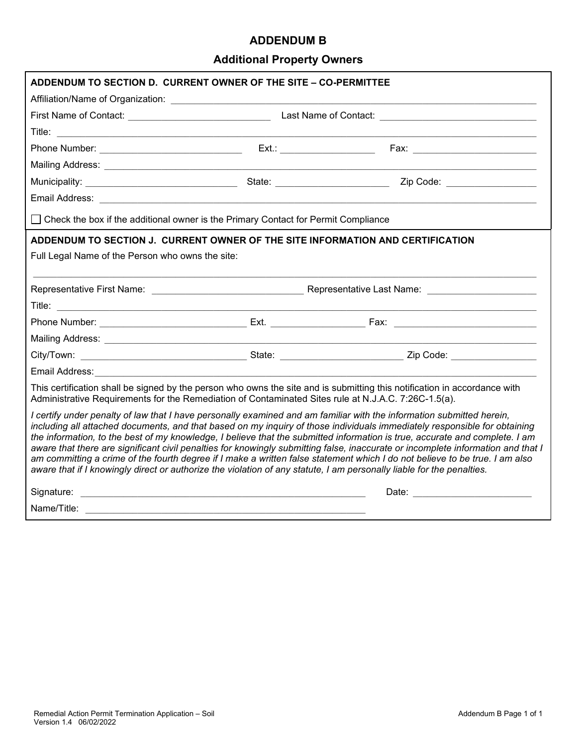# ADDENDUM B

## Additional Property Owners

**ADDENDUM TO SECTION D. CURRENT OWNER OF THE SITE – CO-PERMITTEE**

Affiliation/Name of Organization: ______________________________

First Name of Contact: ______________________ Last Name of Contact: ______________________

Title: ______________________________

Phone Number: ______________________ Ext.: ______________ Fax: ______________________

Mailing Address: ______________________________

Municipality: ______________________ State: ______________ Zip Code: ______________

Email Address: ______________________________

☐ Check the box if the additional owner is the Primary Contact for Permit Compliance

**ADDENDUM TO SECTION J. CURRENT OWNER OF THE SITE INFORMATION AND CERTIFICATION**

Full Legal Name of the Person who owns the site:

______________________________

Representative First Name: ______________________ Representative Last Name: ______________________

Title: ______________________________

Phone Number: ______________________ Ext. ______________ Fax: ______________________

Mailing Address: ______________________________

City/Town: ______________________ State: ______________ Zip Code: ______________

Email Address: ______________________________

This certification shall be signed by the person who owns the site and is submitting this notification in accordance with Administrative Requirements for the Remediation of Contaminated Sites rule at N.J.A.C. 7:26C-1.5(a).

*I certify under penalty of law that I have personally examined and am familiar with the information submitted herein, including all attached documents, and that based on my inquiry of those individuals immediately responsible for obtaining the information, to the best of my knowledge, I believe that the submitted information is true, accurate and complete. I am aware that there are significant civil penalties for knowingly submitting false, inaccurate or incomplete information and that I am committing a crime of the fourth degree if I make a written false statement which I do not believe to be true. I am also aware that if I knowingly direct or authorize the violation of any statute, I am personally liable for the penalties.*

Signature: ______________________________ Date: ______________________

Name/Title: ______________________________